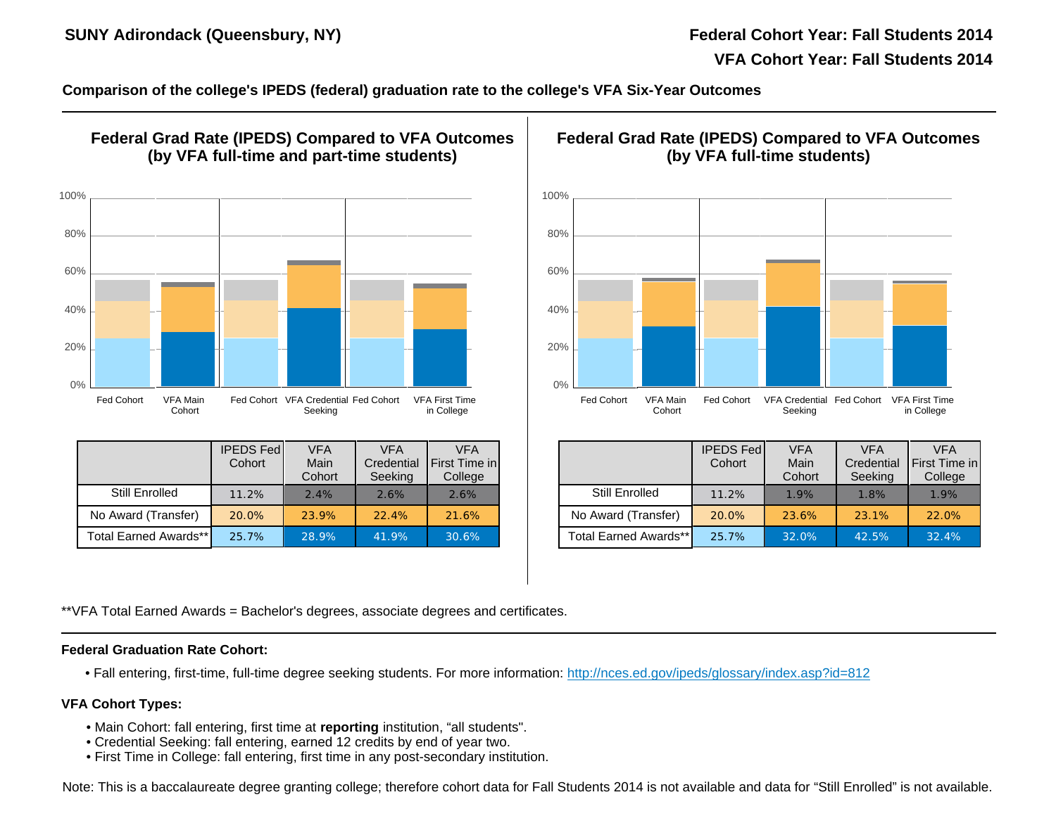SUNY Adirondack (Queensbury, NY)

Federal Cohort Year: Fall Students 2014

VFA Cohort Year: Fall Students 2014

**Comparison of the college's IPEDS (federal) graduation rate to the college's VFA Six-Year Outcomes**

## Federal Grad Rate (IPEDS) Compared to VFA Outcomes (by VFA full-time and part-time students)

| | IPEDS Fed Cohort | VFA Main Cohort | VFA Credential Seeking | VFA First Time in College |
|---|---|---|---|---|
| Still Enrolled | 11.2% | 2.4% | 2.6% | 2.6% |
| No Award (Transfer) | 20.0% | 23.9% | 22.4% | 21.6% |
| Total Earned Awards** | 25.7% | 28.9% | 41.9% | 30.6% |

## Federal Grad Rate (IPEDS) Compared to VFA Outcomes (by VFA full-time students)

| | IPEDS Fed Cohort | VFA Main Cohort | VFA Credential Seeking | VFA First Time in College |
|---|---|---|---|---|
| Still Enrolled | 11.2% | 1.9% | 1.8% | 1.9% |
| No Award (Transfer) | 20.0% | 23.6% | 23.1% | 22.0% |
| Total Earned Awards** | 25.7% | 32.0% | 42.5% | 32.4% |

**VFA Total Earned Awards = Bachelor's degrees, associate degrees and certificates.

**Federal Graduation Rate Cohort:**

- Fall entering, first-time, full-time degree seeking students. For more information: http://nces.ed.gov/ipeds/glossary/index.asp?id=812

**VFA Cohort Types:**

- Main Cohort: fall entering, first time at **reporting** institution, "all students".
- Credential Seeking: fall entering, earned 12 credits by end of year two.
- First Time in College: fall entering, first time in any post-secondary institution.

Note: This is a baccalaureate degree granting college; therefore cohort data for Fall Students 2014 is not available and data for "Still Enrolled" is not available.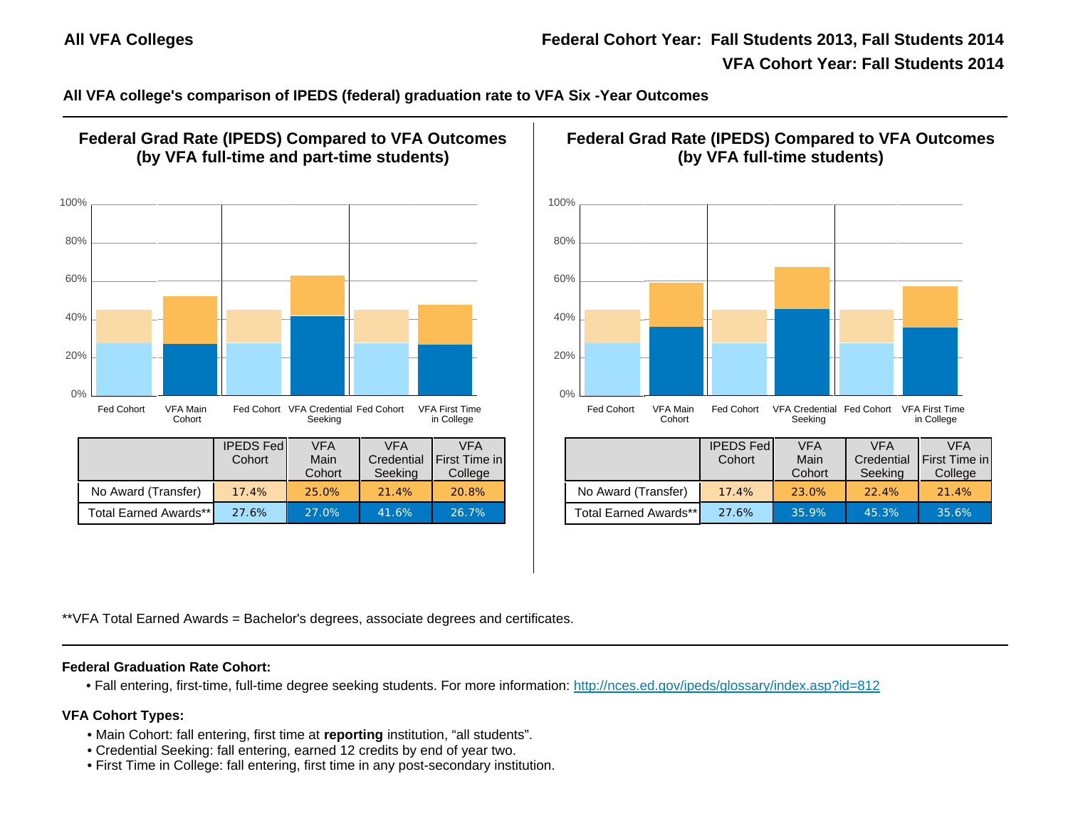**All VFA Colleges**

**Federal Cohort Year: Fall Students 2013, Fall Students 2014**
**VFA Cohort Year: Fall Students 2014**

**All VFA college's comparison of IPEDS (federal) graduation rate to VFA Six -Year Outcomes**

## Federal Grad Rate (IPEDS) Compared to VFA Outcomes (by VFA full-time and part-time students)

100%
80%
60%
40%
20%
0%

Fed Cohort
VFA Main Cohort
Fed Cohort
VFA Credential Seeking
Fed Cohort
VFA First Time in College

| | IPEDS Fed Cohort | VFA Main Cohort | VFA Credential Seeking | VFA First Time in College |
|---|---|---|---|---|
| No Award (Transfer) | 17.4% | 25.0% | 21.4% | 20.8% |
| Total Earned Awards** | 27.6% | 27.0% | 41.6% | 26.7% |

## Federal Grad Rate (IPEDS) Compared to VFA Outcomes (by VFA full-time students)

100%
80%
60%
40%
20%
0%

Fed Cohort
VFA Main Cohort
Fed Cohort
VFA Credential Seeking
Fed Cohort
VFA First Time in College

| | IPEDS Fed Cohort | VFA Main Cohort | VFA Credential Seeking | VFA First Time in College |
|---|---|---|---|---|
| No Award (Transfer) | 17.4% | 23.0% | 22.4% | 21.4% |
| Total Earned Awards** | 27.6% | 35.9% | 45.3% | 35.6% |

**VFA Total Earned Awards = Bachelor's degrees, associate degrees and certificates.

**Federal Graduation Rate Cohort:**

- Fall entering, first-time, full-time degree seeking students. For more information: http://nces.ed.gov/ipeds/glossary/index.asp?id=812

**VFA Cohort Types:**

- Main Cohort: fall entering, first time at **reporting** institution, “all students”.
- Credential Seeking: fall entering, earned 12 credits by end of year two.
- First Time in College: fall entering, first time in any post-secondary institution.